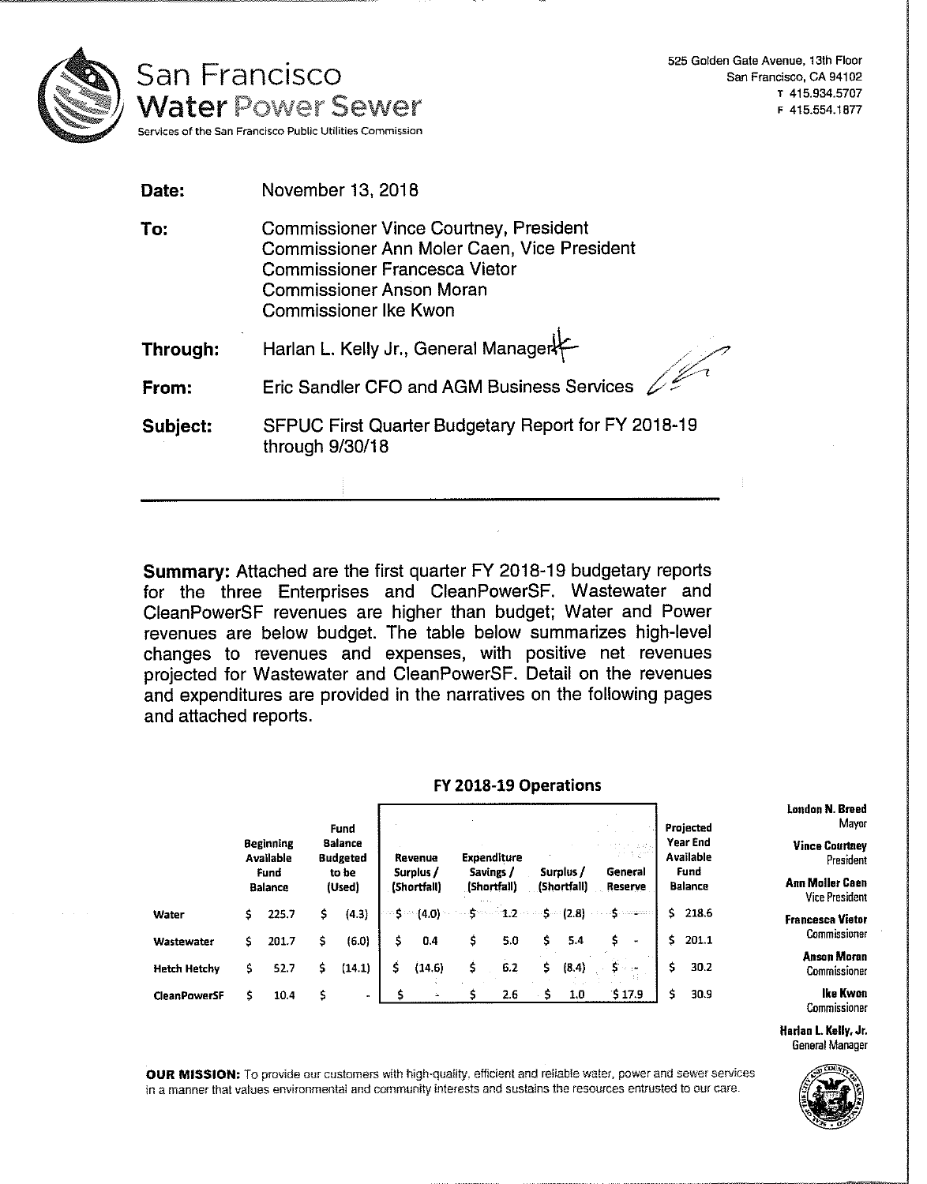San Francisco Water Power Sewer

Services of the San Francisco Public Utilities Commission

525 Golden Gate Avenue, 13th Floor
San Francisco, CA 94102
T 415.934.5707
F 415.554.1877

**Date:** November 13, 2018

**To:** Commissioner Vince Courtney, President
Commissioner Ann Moler Caen, Vice President
Commissioner Francesca Vietor
Commissioner Anson Moran
Commissioner Ike Kwon

**Through:** Harlan L. Kelly Jr., General Manager

**From:** Eric Sandler CFO and AGM Business Services

**Subject:** SFPUC First Quarter Budgetary Report for FY 2018-19 through 9/30/18

---

**Summary:** Attached are the first quarter FY 2018-19 budgetary reports for the three Enterprises and CleanPowerSF. Wastewater and CleanPowerSF revenues are higher than budget; Water and Power revenues are below budget. The table below summarizes high-level changes to revenues and expenses, with positive net revenues projected for Wastewater and CleanPowerSF. Detail on the revenues and expenditures are provided in the narratives on the following pages and attached reports.

**FY 2018-19 Operations**

| | Beginning Available Fund Balance | Fund Balance Budgeted to be (Used) | Revenue Surplus / (Shortfall) | Expenditure Savings / (Shortfall) | Surplus / (Shortfall) | General Reserve | Projected Year End Available Fund Balance |
|---|---|---|---|---|---|---|---|
| Water | $ 225.7 | $ (4.3) | $ (4.0) | $ 1.2 | $ (2.8) | $ - | $ 218.6 |
| Wastewater | $ 201.7 | $ (6.0) | $ 0.4 | $ 5.0 | $ 5.4 | $ - | $ 201.1 |
| Hetch Hetchy | $ 52.7 | $ (14.1) | $ (14.6) | $ 6.2 | $ (8.4) | $ - | $ 30.2 |
| CleanPowerSF | $ 10.4 | $ - | $ - | $ 2.6 | $ 1.0 | $ 17.9 | $ 30.9 |

London N. Breed
Mayor

Vince Courtney
President

Ann Moller Caen
Vice President

Francesca Vietor
Commissioner

Anson Moran
Commissioner

Ike Kwon
Commissioner

Harlan L. Kelly, Jr.
General Manager

**OUR MISSION:** To provide our customers with high-quality, efficient and reliable water, power and sewer services in a manner that values environmental and community interests and sustains the resources entrusted to our care.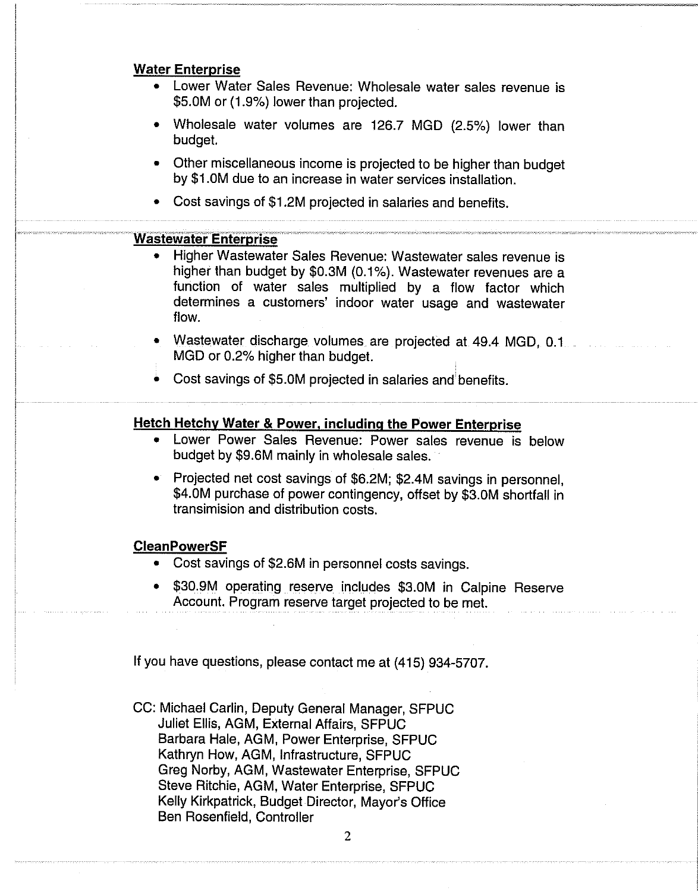**Water Enterprise**

- Lower Water Sales Revenue: Wholesale water sales revenue is $5.0M or (1.9%) lower than projected.
- Wholesale water volumes are 126.7 MGD (2.5%) lower than budget.
- Other miscellaneous income is projected to be higher than budget by $1.0M due to an increase in water services installation.
- Cost savings of $1.2M projected in salaries and benefits.

**Wastewater Enterprise**

- Higher Wastewater Sales Revenue: Wastewater sales revenue is higher than budget by $0.3M (0.1%). Wastewater revenues are a function of water sales multiplied by a flow factor which determines a customers' indoor water usage and wastewater flow.
- Wastewater discharge volumes are projected at 49.4 MGD, 0.1 MGD or 0.2% higher than budget.
- Cost savings of $5.0M projected in salaries and benefits.

**Hetch Hetchy Water & Power, including the Power Enterprise**

- Lower Power Sales Revenue: Power sales revenue is below budget by $9.6M mainly in wholesale sales.
- Projected net cost savings of $6.2M; $2.4M savings in personnel, $4.0M purchase of power contingency, offset by $3.0M shortfall in transimision and distribution costs.

**CleanPowerSF**

- Cost savings of $2.6M in personnel costs savings.
- $30.9M operating reserve includes $3.0M in Calpine Reserve Account. Program reserve target projected to be met.

If you have questions, please contact me at (415) 934-5707.

CC: Michael Carlin, Deputy General Manager, SFPUC
Juliet Ellis, AGM, External Affairs, SFPUC
Barbara Hale, AGM, Power Enterprise, SFPUC
Kathryn How, AGM, Infrastructure, SFPUC
Greg Norby, AGM, Wastewater Enterprise, SFPUC
Steve Ritchie, AGM, Water Enterprise, SFPUC
Kelly Kirkpatrick, Budget Director, Mayor's Office
Ben Rosenfield, Controller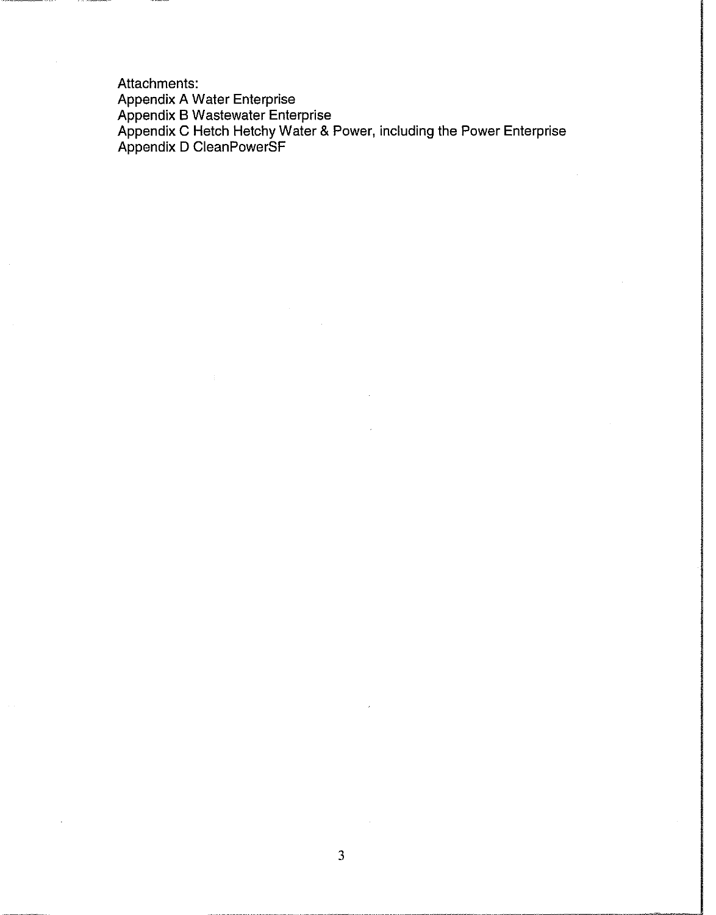Attachments:
Appendix A Water Enterprise
Appendix B Wastewater Enterprise
Appendix C Hetch Hetchy Water & Power, including the Power Enterprise
Appendix D CleanPowerSF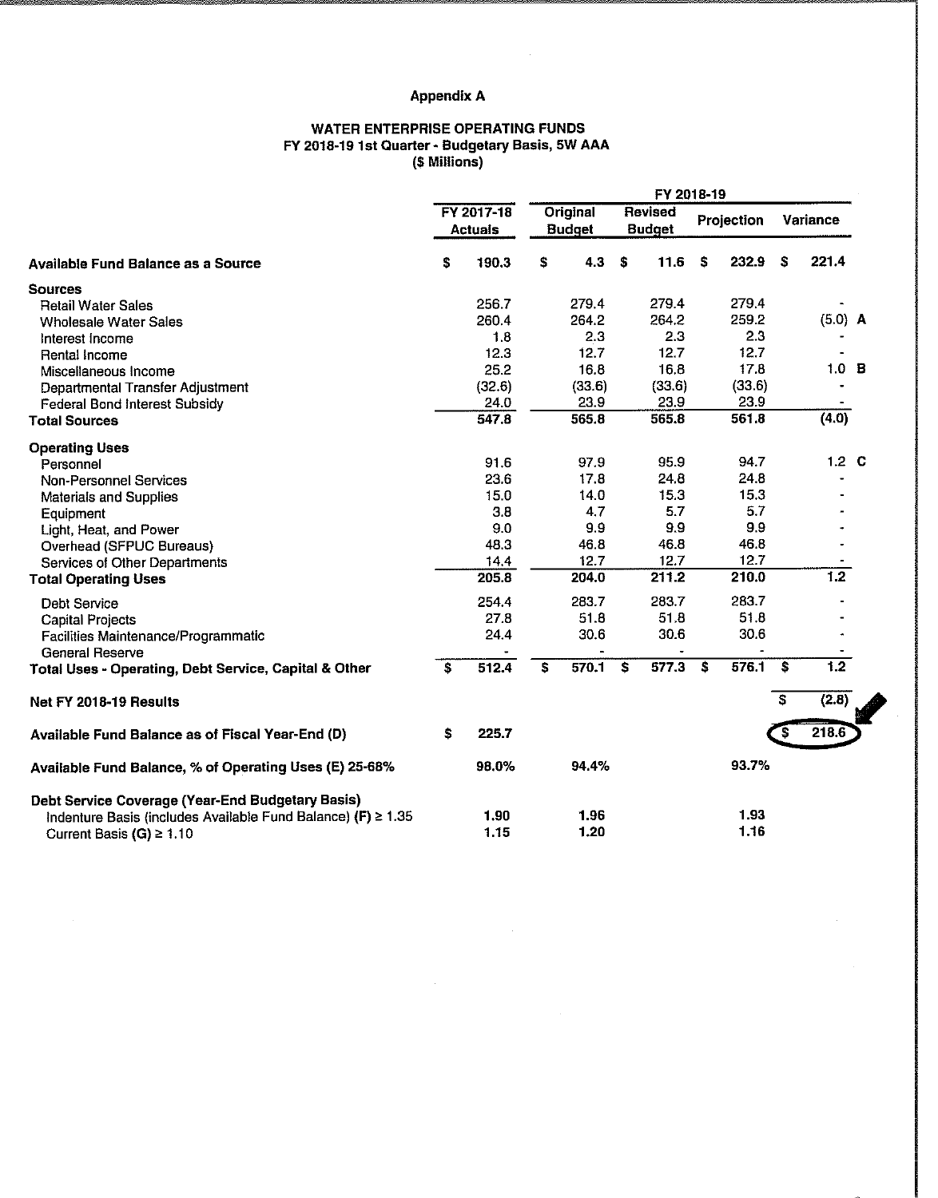## Appendix A

### WATER ENTERPRISE OPERATING FUNDS
### FY 2018-19 1st Quarter - Budgetary Basis, 5W AAA
### ($ Millions)

| | FY 2017-18 Actuals | FY 2018-19 Original Budget | FY 2018-19 Revised Budget | FY 2018-19 Projection | FY 2018-19 Variance | |
|---|---|---|---|---|---|---|
| **Available Fund Balance as a Source** | $ 190.3 | $ 4.3 | $ 11.6 | $ 232.9 | $ 221.4 | |
| **Sources** | | | | | | |
| Retail Water Sales | 256.7 | 279.4 | 279.4 | 279.4 | - | |
| Wholesale Water Sales | 260.4 | 264.2 | 264.2 | 259.2 | (5.0) | A |
| Interest Income | 1.8 | 2.3 | 2.3 | 2.3 | - | |
| Rental Income | 12.3 | 12.7 | 12.7 | 12.7 | - | |
| Miscellaneous Income | 25.2 | 16.8 | 16.8 | 17.8 | 1.0 | B |
| Departmental Transfer Adjustment | (32.6) | (33.6) | (33.6) | (33.6) | - | |
| Federal Bond Interest Subsidy | 24.0 | 23.9 | 23.9 | 23.9 | - | |
| **Total Sources** | 547.8 | 565.8 | 565.8 | 561.8 | (4.0) | |
| **Operating Uses** | | | | | | |
| Personnel | 91.6 | 97.9 | 95.9 | 94.7 | 1.2 | C |
| Non-Personnel Services | 23.6 | 17.8 | 24.8 | 24.8 | - | |
| Materials and Supplies | 15.0 | 14.0 | 15.3 | 15.3 | - | |
| Equipment | 3.8 | 4.7 | 5.7 | 5.7 | - | |
| Light, Heat, and Power | 9.0 | 9.9 | 9.9 | 9.9 | - | |
| Overhead (SFPUC Bureaus) | 48.3 | 46.8 | 46.8 | 46.8 | - | |
| Services of Other Departments | 14.4 | 12.7 | 12.7 | 12.7 | - | |
| **Total Operating Uses** | 205.8 | 204.0 | 211.2 | 210.0 | 1.2 | |
| Debt Service | 254.4 | 283.7 | 283.7 | 283.7 | - | |
| Capital Projects | 27.8 | 51.8 | 51.8 | 51.8 | - | |
| Facilities Maintenance/Programmatic | 24.4 | 30.6 | 30.6 | 30.6 | - | |
| General Reserve | - | - | - | - | - | |
| **Total Uses - Operating, Debt Service, Capital & Other** | $ 512.4 | $ 570.1 | $ 577.3 | $ 576.1 | $ 1.2 | |
| **Net FY 2018-19 Results** | | | | | $ (2.8) | |
| **Available Fund Balance as of Fiscal Year-End (D)** | $ 225.7 | | | | $ 218.6 | |
| **Available Fund Balance, % of Operating Uses (E) 25-68%** | 98.0% | 94.4% | | 93.7% | | |
| **Debt Service Coverage (Year-End Budgetary Basis)** | | | | | | |
| Indenture Basis (includes Available Fund Balance) (F) ≥ 1.35 | 1.90 | 1.96 | | 1.93 | | |
| Current Basis (G) ≥ 1.10 | 1.15 | 1.20 | | 1.16 | | |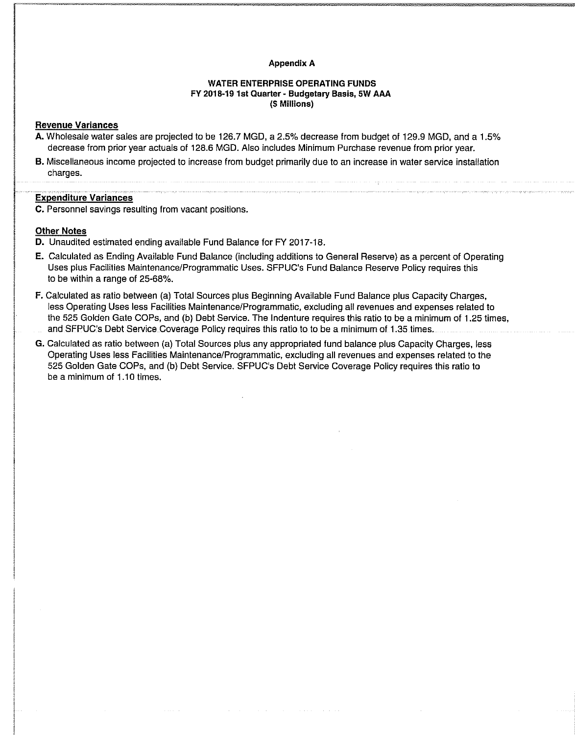**Appendix A**

**WATER ENTERPRISE OPERATING FUNDS**
**FY 2018-19 1st Quarter - Budgetary Basis, 5W AAA**
**($ Millions)**

**Revenue Variances**

**A.** Wholesale water sales are projected to be 126.7 MGD, a 2.5% decrease from budget of 129.9 MGD, and a 1.5% decrease from prior year actuals of 128.6 MGD. Also includes Minimum Purchase revenue from prior year.

**B.** Miscellaneous income projected to increase from budget primarily due to an increase in water service installation charges.

**Expenditure Variances**

**C.** Personnel savings resulting from vacant positions.

**Other Notes**

**D.** Unaudited estimated ending available Fund Balance for FY 2017-18.

**E.** Calculated as Ending Available Fund Balance (including additions to General Reserve) as a percent of Operating Uses plus Facilities Maintenance/Programmatic Uses. SFPUC's Fund Balance Reserve Policy requires this to be within a range of 25-68%.

**F.** Calculated as ratio between (a) Total Sources plus Beginning Available Fund Balance plus Capacity Charges, less Operating Uses less Facilities Maintenance/Programmatic, excluding all revenues and expenses related to the 525 Golden Gate COPs, and (b) Debt Service. The Indenture requires this ratio to be a minimum of 1.25 times, and SFPUC's Debt Service Coverage Policy requires this ratio to to be a minimum of 1.35 times.

**G.** Calculated as ratio between (a) Total Sources plus any appropriated fund balance plus Capacity Charges, less Operating Uses less Facilities Maintenance/Programmatic, excluding all revenues and expenses related to the 525 Golden Gate COPs, and (b) Debt Service. SFPUC's Debt Service Coverage Policy requires this ratio to be a minimum of 1.10 times.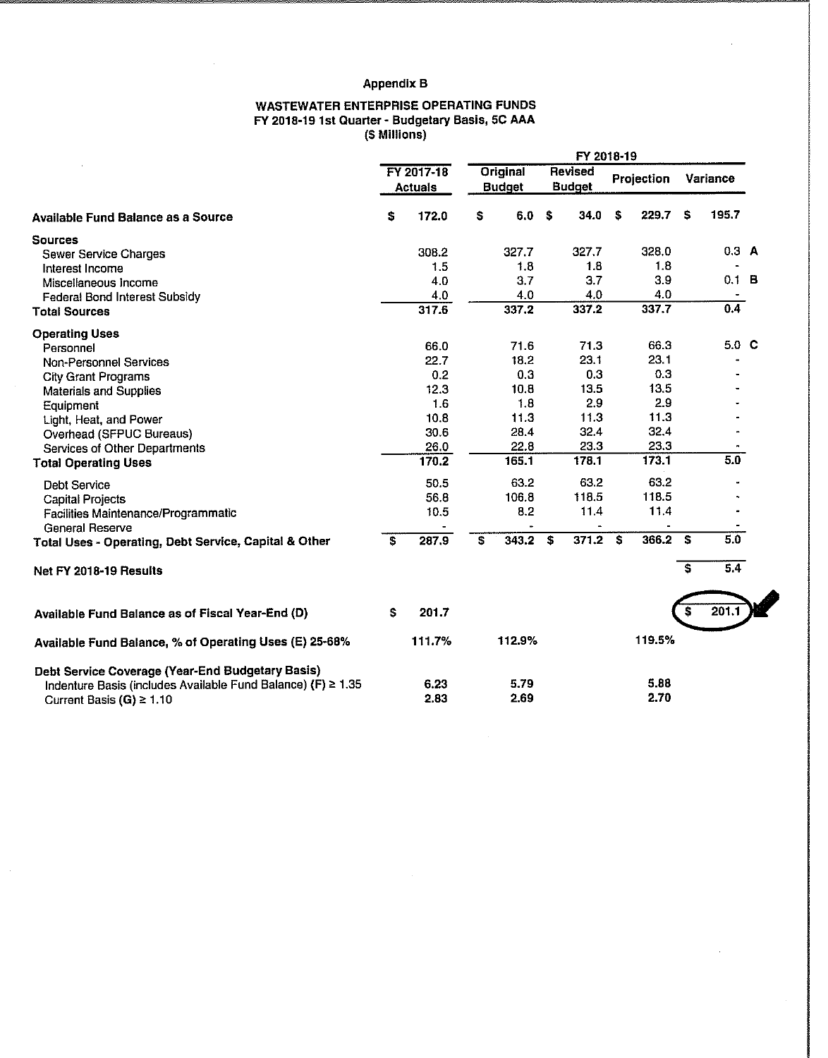# Appendix B

## WASTEWATER ENTERPRISE OPERATING FUNDS
### FY 2018-19 1st Quarter - Budgetary Basis, 5C AAA
### ($ Millions)

| | FY 2017-18 Actuals | FY 2018-19 Original Budget | FY 2018-19 Revised Budget | FY 2018-19 Projection | FY 2018-19 Variance | |
|---|---|---|---|---|---|---|
| **Available Fund Balance as a Source** | $ 172.0 | $ 6.0 | $ 34.0 | $ 229.7 | $ 195.7 | |
| **Sources** | | | | | | |
| Sewer Service Charges | 308.2 | 327.7 | 327.7 | 328.0 | 0.3 | A |
| Interest Income | 1.5 | 1.8 | 1.8 | 1.8 | - | |
| Miscellaneous Income | 4.0 | 3.7 | 3.7 | 3.9 | 0.1 | B |
| Federal Bond Interest Subsidy | 4.0 | 4.0 | 4.0 | 4.0 | - | |
| **Total Sources** | 317.6 | 337.2 | 337.2 | 337.7 | 0.4 | |
| **Operating Uses** | | | | | | |
| Personnel | 66.0 | 71.6 | 71.3 | 66.3 | 5.0 | C |
| Non-Personnel Services | 22.7 | 18.2 | 23.1 | 23.1 | - | |
| City Grant Programs | 0.2 | 0.3 | 0.3 | 0.3 | - | |
| Materials and Supplies | 12.3 | 10.8 | 13.5 | 13.5 | - | |
| Equipment | 1.6 | 1.8 | 2.9 | 2.9 | - | |
| Light, Heat, and Power | 10.8 | 11.3 | 11.3 | 11.3 | - | |
| Overhead (SFPUC Bureaus) | 30.6 | 28.4 | 32.4 | 32.4 | - | |
| Services of Other Departments | 26.0 | 22.8 | 23.3 | 23.3 | - | |
| **Total Operating Uses** | 170.2 | 165.1 | 178.1 | 173.1 | 5.0 | |
| Debt Service | 50.5 | 63.2 | 63.2 | 63.2 | - | |
| Capital Projects | 56.8 | 106.8 | 118.5 | 118.5 | - | |
| Facilities Maintenance/Programmatic | 10.5 | 8.2 | 11.4 | 11.4 | - | |
| General Reserve | - | - | - | - | - | |
| **Total Uses - Operating, Debt Service, Capital & Other** | $ 287.9 | $ 343.2 | $ 371.2 | $ 366.2 | $ 5.0 | |
| **Net FY 2018-19 Results** | | | | | $ 5.4 | |
| **Available Fund Balance as of Fiscal Year-End (D)** | $ 201.7 | | | | $ 201.1 | |
| **Available Fund Balance, % of Operating Uses (E) 25-68%** | 111.7% | 112.9% | | 119.5% | | |
| **Debt Service Coverage (Year-End Budgetary Basis)** | | | | | | |
| Indenture Basis (includes Available Fund Balance) (F) ≥ 1.35 | 6.23 | 5.79 | | 5.88 | | |
| Current Basis (G) ≥ 1.10 | 2.83 | 2.69 | | 2.70 | | |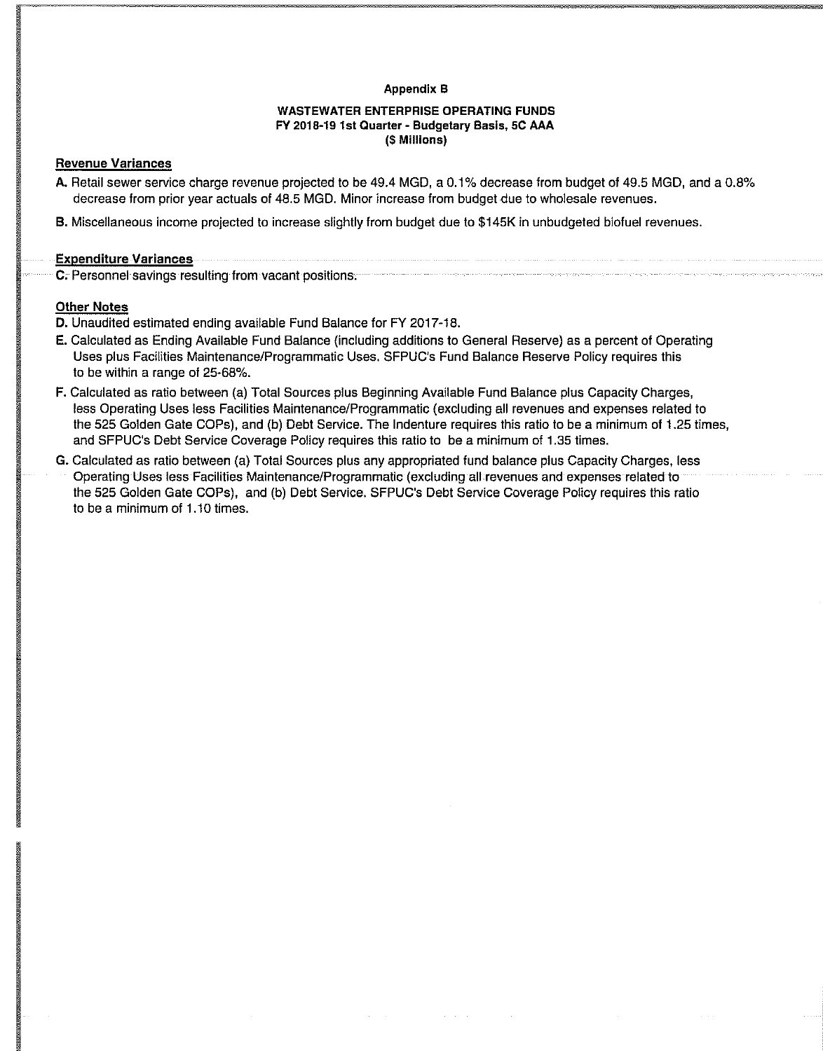**Appendix B**

**WASTEWATER ENTERPRISE OPERATING FUNDS**
**FY 2018-19 1st Quarter - Budgetary Basis, 5C AAA**
**($ Millions)**

**Revenue Variances**

**A.** Retail sewer service charge revenue projected to be 49.4 MGD, a 0.1% decrease from budget of 49.5 MGD, and a 0.8% decrease from prior year actuals of 48.5 MGD. Minor increase from budget due to wholesale revenues.

**B.** Miscellaneous income projected to increase slightly from budget due to $145K in unbudgeted biofuel revenues.

**Expenditure Variances**

**C.** Personnel savings resulting from vacant positions.

**Other Notes**

**D.** Unaudited estimated ending available Fund Balance for FY 2017-18.

**E.** Calculated as Ending Available Fund Balance (including additions to General Reserve) as a percent of Operating Uses plus Facilities Maintenance/Programmatic Uses. SFPUC's Fund Balance Reserve Policy requires this to be within a range of 25-68%.

**F.** Calculated as ratio between (a) Total Sources plus Beginning Available Fund Balance plus Capacity Charges, less Operating Uses less Facilities Maintenance/Programmatic (excluding all revenues and expenses related to the 525 Golden Gate COPs), and (b) Debt Service. The Indenture requires this ratio to be a minimum of 1.25 times, and SFPUC's Debt Service Coverage Policy requires this ratio to be a minimum of 1.35 times.

**G.** Calculated as ratio between (a) Total Sources plus any appropriated fund balance plus Capacity Charges, less Operating Uses less Facilities Maintenance/Programmatic (excluding all revenues and expenses related to the 525 Golden Gate COPs), and (b) Debt Service. SFPUC's Debt Service Coverage Policy requires this ratio to be a minimum of 1.10 times.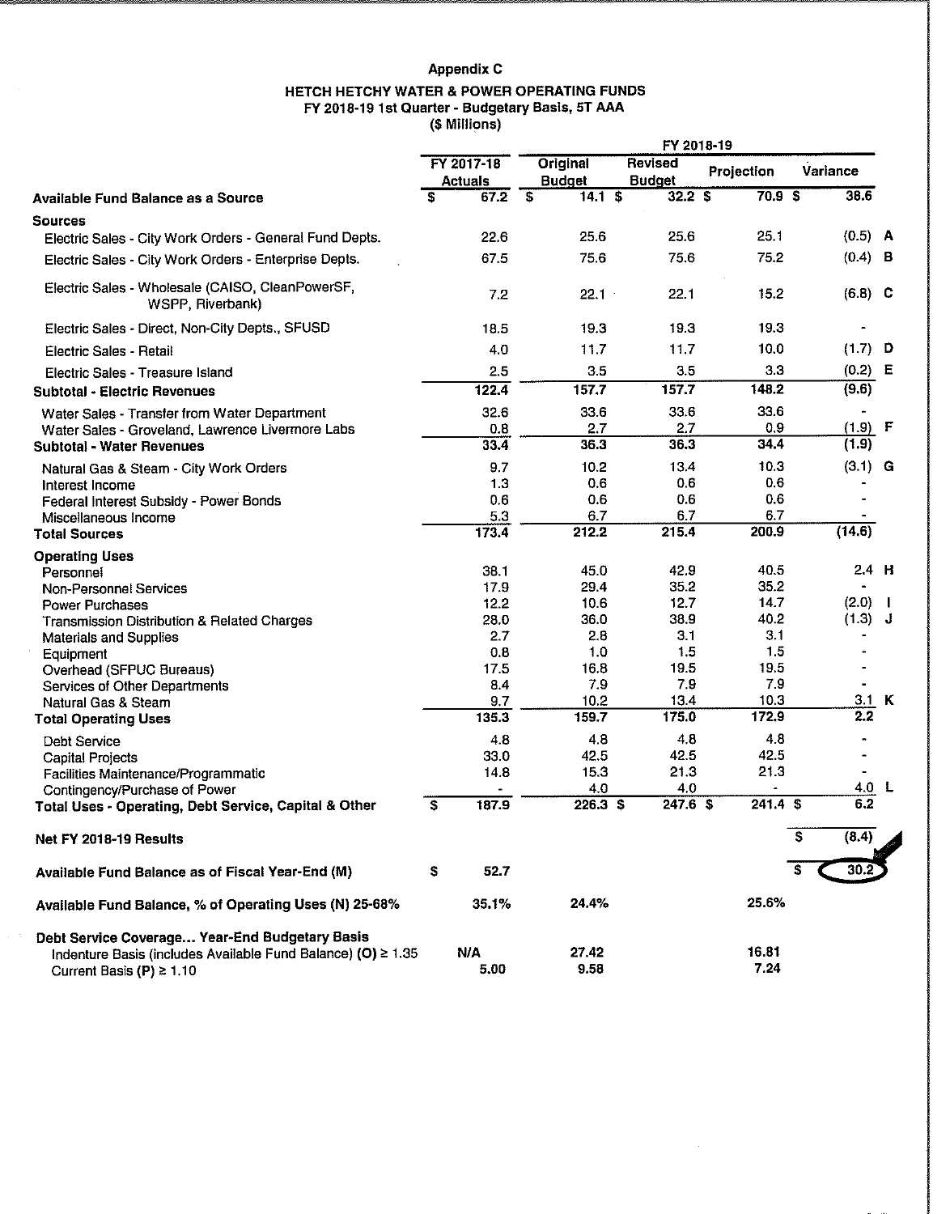**Appendix C**

**HETCH HETCHY WATER & POWER OPERATING FUNDS**
**FY 2018-19 1st Quarter - Budgetary Basis, 5T AAA**
**($ Millions)**

| | FY 2017-18 Actuals | FY 2018-19 Original Budget | FY 2018-19 Revised Budget | FY 2018-19 Projection | FY 2018-19 Variance | |
|---|---|---|---|---|---|---|
| **Available Fund Balance as a Source** | $ 67.2 | $ 14.1 | $ 32.2 | $ 70.9 | $ 38.6 | |
| **Sources** | | | | | | |
| Electric Sales - City Work Orders - General Fund Depts. | 22.6 | 25.6 | 25.6 | 25.1 | (0.5) | A |
| Electric Sales - City Work Orders - Enterprise Depts. | 67.5 | 75.6 | 75.6 | 75.2 | (0.4) | B |
| Electric Sales - Wholesale (CAISO, CleanPowerSF, WSPP, Riverbank) | 7.2 | 22.1 | 22.1 | 15.2 | (6.8) | C |
| Electric Sales - Direct, Non-City Depts., SFUSD | 18.5 | 19.3 | 19.3 | 19.3 | - | |
| Electric Sales - Retail | 4.0 | 11.7 | 11.7 | 10.0 | (1.7) | D |
| Electric Sales - Treasure Island | 2.5 | 3.5 | 3.5 | 3.3 | (0.2) | E |
| **Subtotal - Electric Revenues** | 122.4 | 157.7 | 157.7 | 148.2 | (9.6) | |
| Water Sales - Transfer from Water Department | 32.6 | 33.6 | 33.6 | 33.6 | - | |
| Water Sales - Groveland, Lawrence Livermore Labs | 0.8 | 2.7 | 2.7 | 0.9 | (1.9) | F |
| **Subtotal - Water Revenues** | 33.4 | 36.3 | 36.3 | 34.4 | (1.9) | |
| Natural Gas & Steam - City Work Orders | 9.7 | 10.2 | 13.4 | 10.3 | (3.1) | G |
| Interest Income | 1.3 | 0.6 | 0.6 | 0.6 | - | |
| Federal Interest Subsidy - Power Bonds | 0.6 | 0.6 | 0.6 | 0.6 | - | |
| Miscellaneous Income | 5.3 | 6.7 | 6.7 | 6.7 | - | |
| **Total Sources** | 173.4 | 212.2 | 215.4 | 200.9 | (14.6) | |
| **Operating Uses** | | | | | | |
| Personnel | 38.1 | 45.0 | 42.9 | 40.5 | 2.4 | H |
| Non-Personnel Services | 17.9 | 29.4 | 35.2 | 35.2 | - | |
| Power Purchases | 12.2 | 10.6 | 12.7 | 14.7 | (2.0) | I |
| Transmission Distribution & Related Charges | 28.0 | 36.0 | 38.9 | 40.2 | (1.3) | J |
| Materials and Supplies | 2.7 | 2.8 | 3.1 | 3.1 | - | |
| Equipment | 0.8 | 1.0 | 1.5 | 1.5 | - | |
| Overhead (SFPUC Bureaus) | 17.5 | 16.8 | 19.5 | 19.5 | - | |
| Services of Other Departments | 8.4 | 7.9 | 7.9 | 7.9 | - | |
| Natural Gas & Steam | 9.7 | 10.2 | 13.4 | 10.3 | 3.1 | K |
| **Total Operating Uses** | 135.3 | 159.7 | 175.0 | 172.9 | 2.2 | |
| Debt Service | 4.8 | 4.8 | 4.8 | 4.8 | - | |
| Capital Projects | 33.0 | 42.5 | 42.5 | 42.5 | - | |
| Facilities Maintenance/Programmatic | 14.8 | 15.3 | 21.3 | 21.3 | - | |
| Contingency/Purchase of Power | - | 4.0 | 4.0 | - | 4.0 | L |
| **Total Uses - Operating, Debt Service, Capital & Other** | $ 187.9 | 226.3 | $ 247.6 | $ 241.4 | $ 6.2 | |
| **Net FY 2018-19 Results** | | | | | $ (8.4) | |
| **Available Fund Balance as of Fiscal Year-End (M)** | $ 52.7 | | | | $ 30.2 | |
| **Available Fund Balance, % of Operating Uses (N) 25-68%** | 35.1% | 24.4% | | 25.6% | | |
| **Debt Service Coverage... Year-End Budgetary Basis** | | | | | | |
| Indenture Basis (includes Available Fund Balance) (O) ≥ 1.35 | N/A | 27.42 | | 16.81 | | |
| Current Basis (P) ≥ 1.10 | 5.00 | 9.58 | | 7.24 | | |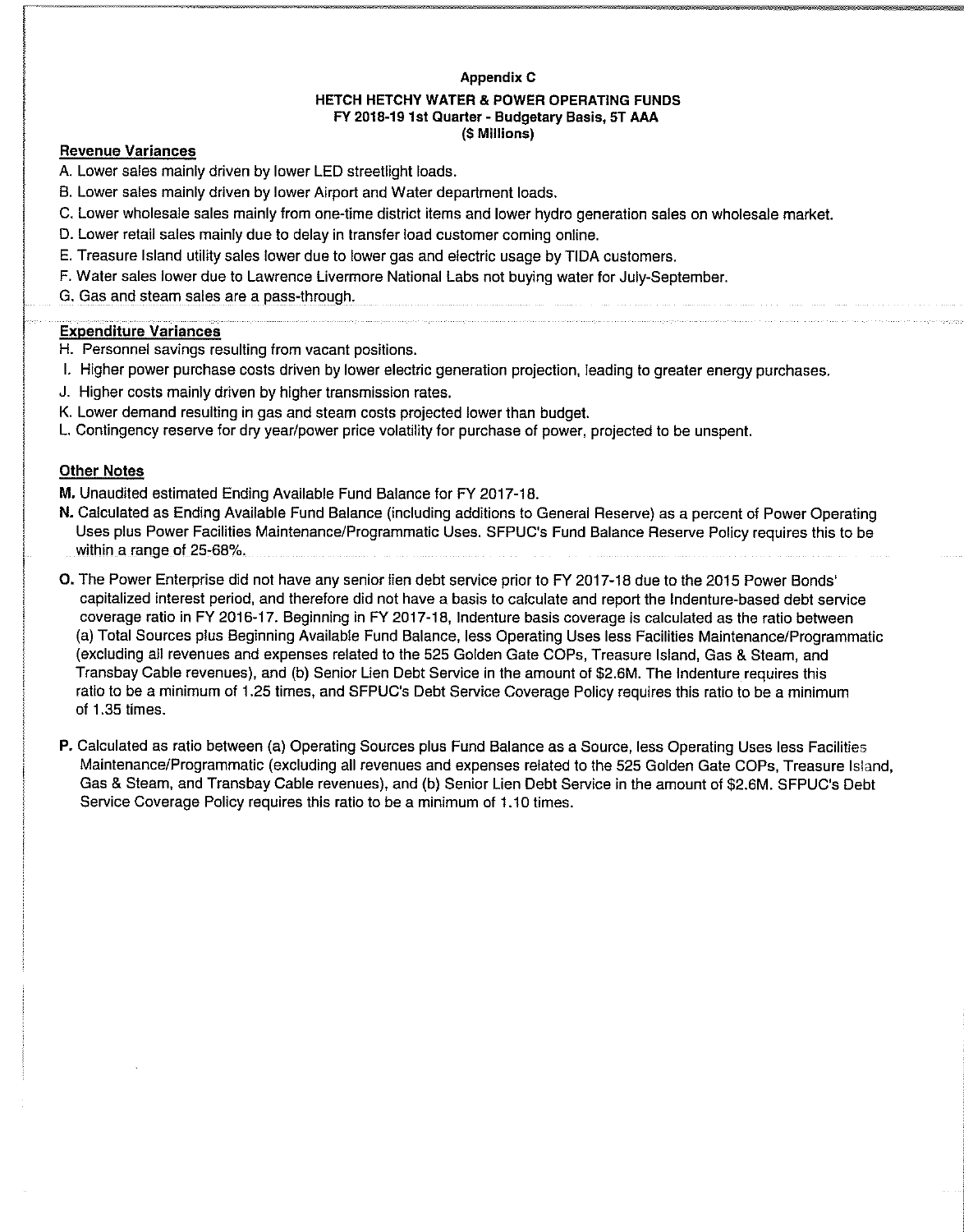**Appendix C**

**HETCH HETCHY WATER & POWER OPERATING FUNDS**
**FY 2018-19 1st Quarter - Budgetary Basis, 5T AAA**
**($ Millions)**

**Revenue Variances**

A. Lower sales mainly driven by lower LED streetlight loads.
B. Lower sales mainly driven by lower Airport and Water department loads.
C. Lower wholesale sales mainly from one-time district items and lower hydro generation sales on wholesale market.
D. Lower retail sales mainly due to delay in transfer load customer coming online.
E. Treasure Island utility sales lower due to lower gas and electric usage by TIDA customers.
F. Water sales lower due to Lawrence Livermore National Labs not buying water for July-September.
G. Gas and steam sales are a pass-through.

**Expenditure Variances**

H. Personnel savings resulting from vacant positions.
I. Higher power purchase costs driven by lower electric generation projection, leading to greater energy purchases.
J. Higher costs mainly driven by higher transmission rates.
K. Lower demand resulting in gas and steam costs projected lower than budget.
L. Contingency reserve for dry year/power price volatility for purchase of power, projected to be unspent.

**Other Notes**

**M.** Unaudited estimated Ending Available Fund Balance for FY 2017-18.

**N.** Calculated as Ending Available Fund Balance (including additions to General Reserve) as a percent of Power Operating Uses plus Power Facilities Maintenance/Programmatic Uses. SFPUC's Fund Balance Reserve Policy requires this to be within a range of 25-68%.

**O.** The Power Enterprise did not have any senior lien debt service prior to FY 2017-18 due to the 2015 Power Bonds' capitalized interest period, and therefore did not have a basis to calculate and report the Indenture-based debt service coverage ratio in FY 2016-17. Beginning in FY 2017-18, Indenture basis coverage is calculated as the ratio between (a) Total Sources plus Beginning Available Fund Balance, less Operating Uses less Facilities Maintenance/Programmatic (excluding all revenues and expenses related to the 525 Golden Gate COPs, Treasure Island, Gas & Steam, and Transbay Cable revenues), and (b) Senior Lien Debt Service in the amount of $2.6M. The Indenture requires this ratio to be a minimum of 1.25 times, and SFPUC's Debt Service Coverage Policy requires this ratio to be a minimum of 1.35 times.

**P.** Calculated as ratio between (a) Operating Sources plus Fund Balance as a Source, less Operating Uses less Facilities Maintenance/Programmatic (excluding all revenues and expenses related to the 525 Golden Gate COPs, Treasure Island, Gas & Steam, and Transbay Cable revenues), and (b) Senior Lien Debt Service in the amount of $2.6M. SFPUC's Debt Service Coverage Policy requires this ratio to be a minimum of 1.10 times.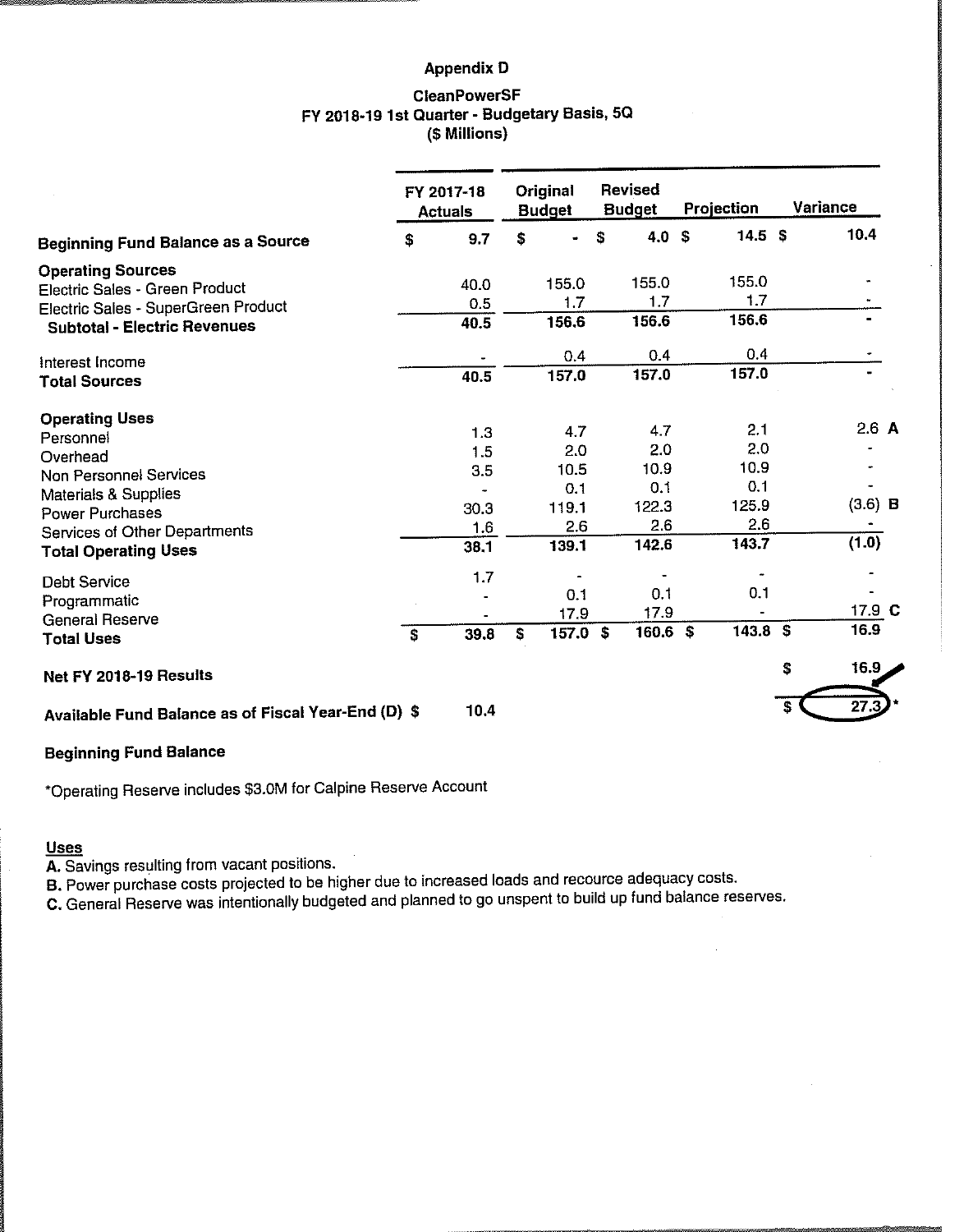## Appendix D

### CleanPowerSF
### FY 2018-19 1st Quarter - Budgetary Basis, 5Q
### ($ Millions)

| | FY 2017-18 Actuals | Original Budget | Revised Budget | Projection | Variance | |
|---|---|---|---|---|---|---|
| **Beginning Fund Balance as a Source** | $ 9.7 | $ - | $ 4.0 | $ 14.5 | $ 10.4 | |
| **Operating Sources** | | | | | | |
| Electric Sales - Green Product | 40.0 | 155.0 | 155.0 | 155.0 | - | |
| Electric Sales - SuperGreen Product | 0.5 | 1.7 | 1.7 | 1.7 | - | |
| **Subtotal - Electric Revenues** | **40.5** | **156.6** | **156.6** | **156.6** | **-** | |
| Interest Income | - | 0.4 | 0.4 | 0.4 | - | |
| **Total Sources** | **40.5** | **157.0** | **157.0** | **157.0** | **-** | |
| **Operating Uses** | | | | | | |
| Personnel | 1.3 | 4.7 | 4.7 | 2.1 | 2.6 | **A** |
| Overhead | 1.5 | 2.0 | 2.0 | 2.0 | - | |
| Non Personnel Services | 3.5 | 10.5 | 10.9 | 10.9 | - | |
| Materials & Supplies | - | 0.1 | 0.1 | 0.1 | - | |
| Power Purchases | 30.3 | 119.1 | 122.3 | 125.9 | (3.6) | **B** |
| Services of Other Departments | 1.6 | 2.6 | 2.6 | 2.6 | - | |
| **Total Operating Uses** | **38.1** | **139.1** | **142.6** | **143.7** | **(1.0)** | |
| Debt Service | 1.7 | - | - | - | - | |
| Programmatic | - | 0.1 | 0.1 | 0.1 | - | |
| General Reserve | - | 17.9 | 17.9 | - | 17.9 | **C** |
| **Total Uses** | **$ 39.8** | **$ 157.0** | **$ 160.6** | **$ 143.8** | **$ 16.9** | |
| **Net FY 2018-19 Results** | | | | | $ 16.9 | |
| **Available Fund Balance as of Fiscal Year-End (D)** | $ 10.4 | | | | $ 27.3* | |

**Beginning Fund Balance**

*Operating Reserve includes $3.0M for Calpine Reserve Account

**Uses**

**A.** Savings resulting from vacant positions.

**B.** Power purchase costs projected to be higher due to increased loads and recource adequacy costs.

**C.** General Reserve was intentionally budgeted and planned to go unspent to build up fund balance reserves.